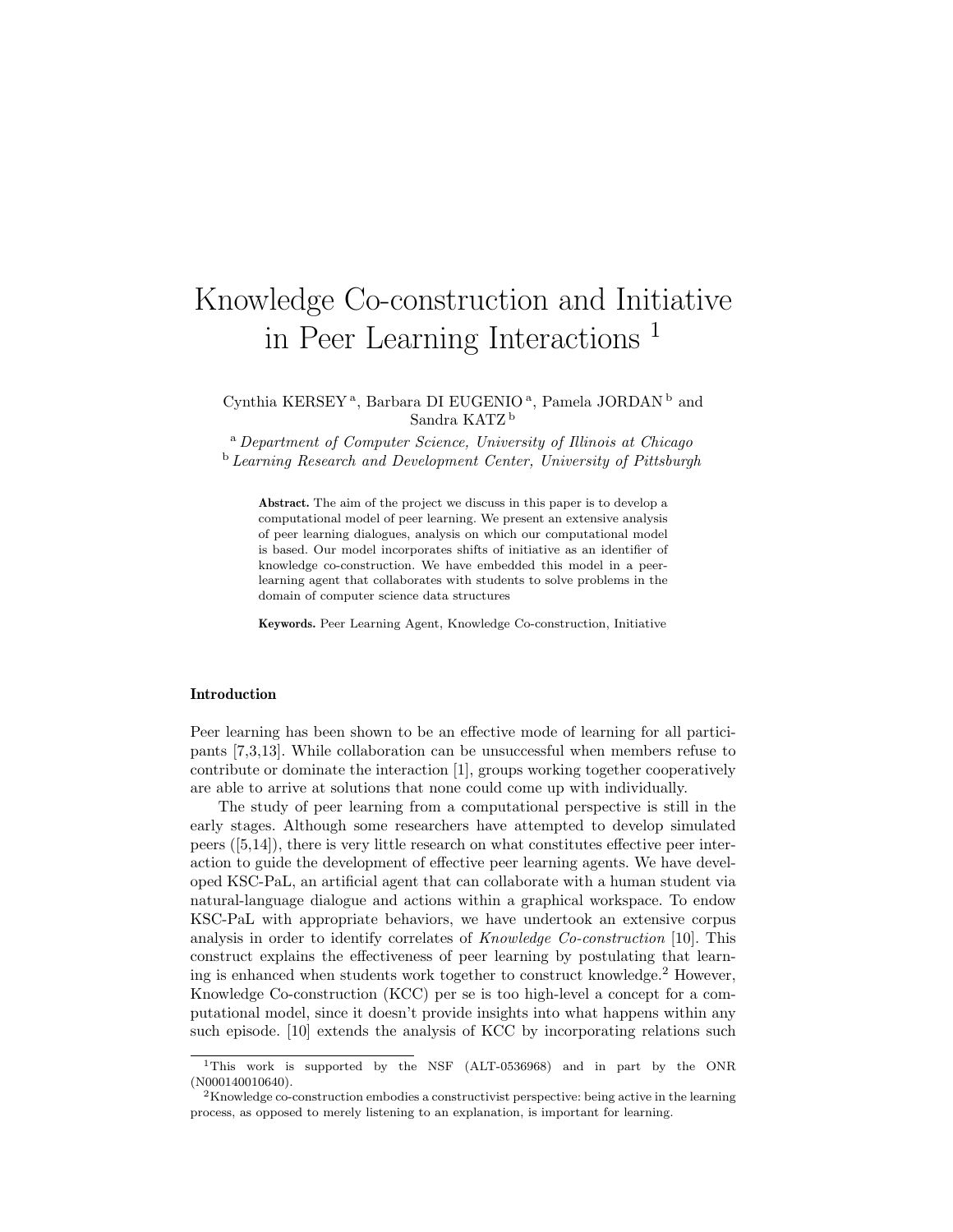# Knowledge Co-construction and Initiative in Peer Learning Interactions [1]

Cynthia KERSEY [a], Barbara DI EUGENIO [a], Pamela JORDAN [b] and Sandra KATZ [b]

[a] *Department of Computer Science, University of Illinois at Chicago*
[b] *Learning Research and Development Center, University of Pittsburgh*

**Abstract.** The aim of the project we discuss in this paper is to develop a computational model of peer learning. We present an extensive analysis of peer learning dialogues, analysis on which our computational model is based. Our model incorporates shifts of initiative as an identifier of knowledge co-construction. We have embedded this model in a peer-learning agent that collaborates with students to solve problems in the domain of computer science data structures

**Keywords.** Peer Learning Agent, Knowledge Co-construction, Initiative

## Introduction

Peer learning has been shown to be an effective mode of learning for all participants [7,3,13]. While collaboration can be unsuccessful when members refuse to contribute or dominate the interaction [1], groups working together cooperatively are able to arrive at solutions that none could come up with individually.

The study of peer learning from a computational perspective is still in the early stages. Although some researchers have attempted to develop simulated peers ([5,14]), there is very little research on what constitutes effective peer interaction to guide the development of effective peer learning agents. We have developed KSC-PaL, an artificial agent that can collaborate with a human student via natural-language dialogue and actions within a graphical workspace. To endow KSC-PaL with appropriate behaviors, we have undertook an extensive corpus analysis in order to identify correlates of *Knowledge Co-construction* [10]. This construct explains the effectiveness of peer learning by postulating that learning is enhanced when students work together to construct knowledge.[2] However, Knowledge Co-construction (KCC) per se is too high-level a concept for a computational model, since it doesn't provide insights into what happens within any such episode. [10] extends the analysis of KCC by incorporating relations such

[1] This work is supported by the NSF (ALT-0536968) and in part by the ONR (N000140010640).

[2] Knowledge co-construction embodies a constructivist perspective: being active in the learning process, as opposed to merely listening to an explanation, is important for learning.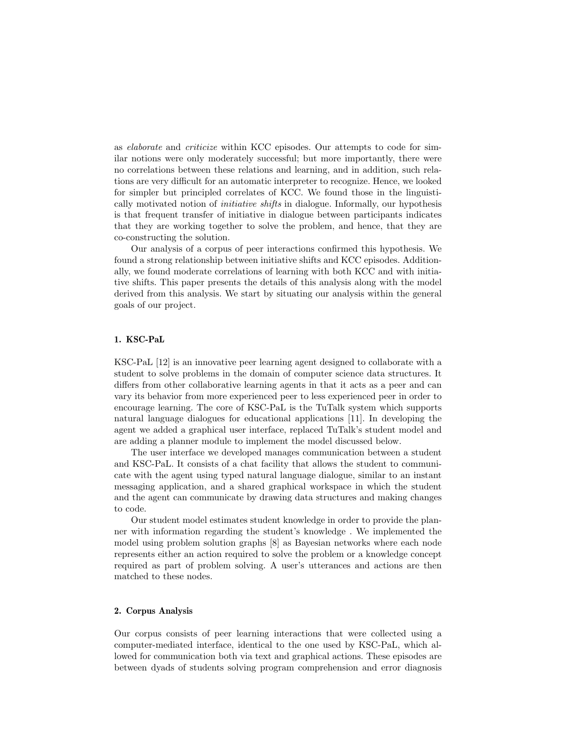as *elaborate* and *criticize* within KCC episodes. Our attempts to code for similar notions were only moderately successful; but more importantly, there were no correlations between these relations and learning, and in addition, such relations are very difficult for an automatic interpreter to recognize. Hence, we looked for simpler but principled correlates of KCC. We found those in the linguistically motivated notion of *initiative shifts* in dialogue. Informally, our hypothesis is that frequent transfer of initiative in dialogue between participants indicates that they are working together to solve the problem, and hence, that they are co-constructing the solution.

Our analysis of a corpus of peer interactions confirmed this hypothesis. We found a strong relationship between initiative shifts and KCC episodes. Additionally, we found moderate correlations of learning with both KCC and with initiative shifts. This paper presents the details of this analysis along with the model derived from this analysis. We start by situating our analysis within the general goals of our project.

## 1. KSC-PaL

KSC-PaL [12] is an innovative peer learning agent designed to collaborate with a student to solve problems in the domain of computer science data structures. It differs from other collaborative learning agents in that it acts as a peer and can vary its behavior from more experienced peer to less experienced peer in order to encourage learning. The core of KSC-PaL is the TuTalk system which supports natural language dialogues for educational applications [11]. In developing the agent we added a graphical user interface, replaced TuTalk's student model and are adding a planner module to implement the model discussed below.

The user interface we developed manages communication between a student and KSC-PaL. It consists of a chat facility that allows the student to communicate with the agent using typed natural language dialogue, similar to an instant messaging application, and a shared graphical workspace in which the student and the agent can communicate by drawing data structures and making changes to code.

Our student model estimates student knowledge in order to provide the planner with information regarding the student's knowledge . We implemented the model using problem solution graphs [8] as Bayesian networks where each node represents either an action required to solve the problem or a knowledge concept required as part of problem solving. A user's utterances and actions are then matched to these nodes.

## 2. Corpus Analysis

Our corpus consists of peer learning interactions that were collected using a computer-mediated interface, identical to the one used by KSC-PaL, which allowed for communication both via text and graphical actions. These episodes are between dyads of students solving program comprehension and error diagnosis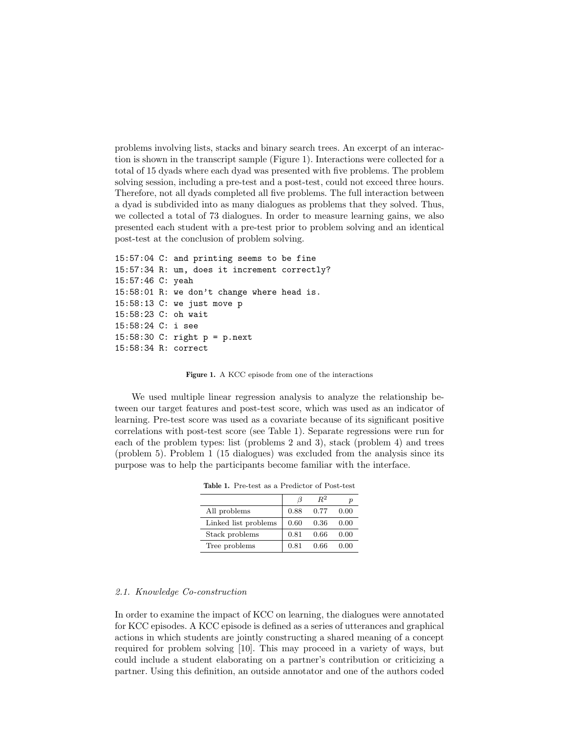problems involving lists, stacks and binary search trees. An excerpt of an interaction is shown in the transcript sample (Figure 1). Interactions were collected for a total of 15 dyads where each dyad was presented with five problems. The problem solving session, including a pre-test and a post-test, could not exceed three hours. Therefore, not all dyads completed all five problems. The full interaction between a dyad is subdivided into as many dialogues as problems that they solved. Thus, we collected a total of 73 dialogues. In order to measure learning gains, we also presented each student with a pre-test prior to problem solving and an identical post-test at the conclusion of problem solving.

```
15:57:04 C: and printing seems to be fine
15:57:34 R: um, does it increment correctly?
15:57:46 C: yeah
15:58:01 R: we don't change where head is.
15:58:13 C: we just move p
15:58:23 C: oh wait
15:58:24 C: i see
15:58:30 C: right p = p.next
15:58:34 R: correct
```

**Figure 1.** A KCC episode from one of the interactions

We used multiple linear regression analysis to analyze the relationship between our target features and post-test score, which was used as an indicator of learning. Pre-test score was used as a covariate because of its significant positive correlations with post-test score (see Table 1). Separate regressions were run for each of the problem types: list (problems 2 and 3), stack (problem 4) and trees (problem 5). Problem 1 (15 dialogues) was excluded from the analysis since its purpose was to help the participants become familiar with the interface.

**Table 1.** Pre-test as a Predictor of Post-test

| | $\beta$ | $R^2$ | $p$ |
|---|---|---|---|
| All problems | 0.88 | 0.77 | 0.00 |
| Linked list problems | 0.60 | 0.36 | 0.00 |
| Stack problems | 0.81 | 0.66 | 0.00 |
| Tree problems | 0.81 | 0.66 | 0.00 |

### *2.1. Knowledge Co-construction*

In order to examine the impact of KCC on learning, the dialogues were annotated for KCC episodes. A KCC episode is defined as a series of utterances and graphical actions in which students are jointly constructing a shared meaning of a concept required for problem solving [10]. This may proceed in a variety of ways, but could include a student elaborating on a partner's contribution or criticizing a partner. Using this definition, an outside annotator and one of the authors coded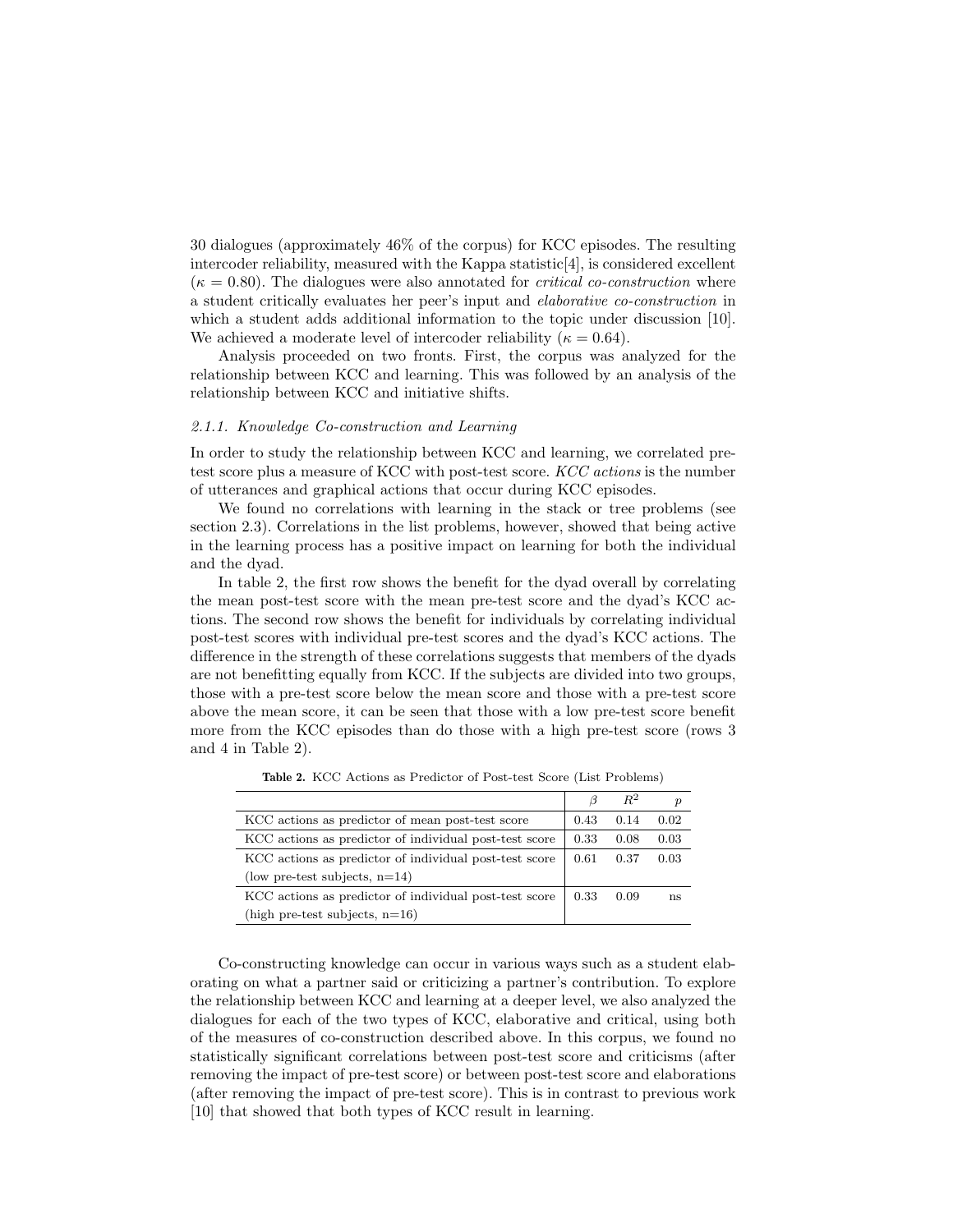30 dialogues (approximately 46% of the corpus) for KCC episodes. The resulting intercoder reliability, measured with the Kappa statistic[4], is considered excellent ($\kappa = 0.80$). The dialogues were also annotated for *critical co-construction* where a student critically evaluates her peer's input and *elaborative co-construction* in which a student adds additional information to the topic under discussion [10]. We achieved a moderate level of intercoder reliability ($\kappa = 0.64$).

Analysis proceeded on two fronts. First, the corpus was analyzed for the relationship between KCC and learning. This was followed by an analysis of the relationship between KCC and initiative shifts.

### *2.1.1. Knowledge Co-construction and Learning*

In order to study the relationship between KCC and learning, we correlated pre-test score plus a measure of KCC with post-test score. *KCC actions* is the number of utterances and graphical actions that occur during KCC episodes.

We found no correlations with learning in the stack or tree problems (see section 2.3). Correlations in the list problems, however, showed that being active in the learning process has a positive impact on learning for both the individual and the dyad.

In table 2, the first row shows the benefit for the dyad overall by correlating the mean post-test score with the mean pre-test score and the dyad's KCC actions. The second row shows the benefit for individuals by correlating individual post-test scores with individual pre-test scores and the dyad's KCC actions. The difference in the strength of these correlations suggests that members of the dyads are not benefitting equally from KCC. If the subjects are divided into two groups, those with a pre-test score below the mean score and those with a pre-test score above the mean score, it can be seen that those with a low pre-test score benefit more from the KCC episodes than do those with a high pre-test score (rows 3 and 4 in Table 2).

**Table 2.** KCC Actions as Predictor of Post-test Score (List Problems)

| | $\beta$ | $R^2$ | $p$ |
|---|---|---|---|
| KCC actions as predictor of mean post-test score | 0.43 | 0.14 | 0.02 |
| KCC actions as predictor of individual post-test score | 0.33 | 0.08 | 0.03 |
| KCC actions as predictor of individual post-test score (low pre-test subjects, n=14) | 0.61 | 0.37 | 0.03 |
| KCC actions as predictor of individual post-test score (high pre-test subjects, n=16) | 0.33 | 0.09 | ns |

Co-constructing knowledge can occur in various ways such as a student elaborating on what a partner said or criticizing a partner's contribution. To explore the relationship between KCC and learning at a deeper level, we also analyzed the dialogues for each of the two types of KCC, elaborative and critical, using both of the measures of co-construction described above. In this corpus, we found no statistically significant correlations between post-test score and criticisms (after removing the impact of pre-test score) or between post-test score and elaborations (after removing the impact of pre-test score). This is in contrast to previous work [10] that showed that both types of KCC result in learning.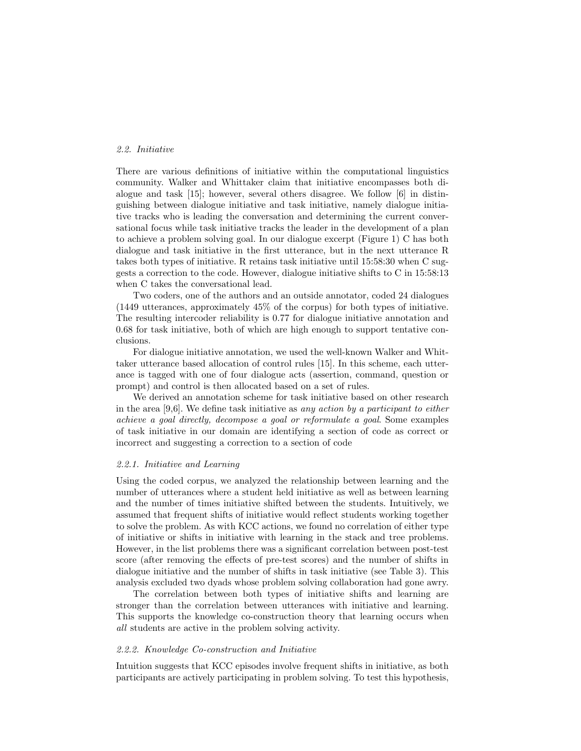### 2.2. Initiative

There are various definitions of initiative within the computational linguistics community. Walker and Whittaker claim that initiative encompasses both dialogue and task [15]; however, several others disagree. We follow [6] in distinguishing between dialogue initiative and task initiative, namely dialogue initiative tracks who is leading the conversation and determining the current conversational focus while task initiative tracks the leader in the development of a plan to achieve a problem solving goal. In our dialogue excerpt (Figure 1) C has both dialogue and task initiative in the first utterance, but in the next utterance R takes both types of initiative. R retains task initiative until 15:58:30 when C suggests a correction to the code. However, dialogue initiative shifts to C in 15:58:13 when C takes the conversational lead.

Two coders, one of the authors and an outside annotator, coded 24 dialogues (1449 utterances, approximately 45% of the corpus) for both types of initiative. The resulting intercoder reliability is 0.77 for dialogue initiative annotation and 0.68 for task initiative, both of which are high enough to support tentative conclusions.

For dialogue initiative annotation, we used the well-known Walker and Whittaker utterance based allocation of control rules [15]. In this scheme, each utterance is tagged with one of four dialogue acts (assertion, command, question or prompt) and control is then allocated based on a set of rules.

We derived an annotation scheme for task initiative based on other research in the area [9,6]. We define task initiative as *any action by a participant to either achieve a goal directly, decompose a goal or reformulate a goal*. Some examples of task initiative in our domain are identifying a section of code as correct or incorrect and suggesting a correction to a section of code

#### 2.2.1. Initiative and Learning

Using the coded corpus, we analyzed the relationship between learning and the number of utterances where a student held initiative as well as between learning and the number of times initiative shifted between the students. Intuitively, we assumed that frequent shifts of initiative would reflect students working together to solve the problem. As with KCC actions, we found no correlation of either type of initiative or shifts in initiative with learning in the stack and tree problems. However, in the list problems there was a significant correlation between post-test score (after removing the effects of pre-test scores) and the number of shifts in dialogue initiative and the number of shifts in task initiative (see Table 3). This analysis excluded two dyads whose problem solving collaboration had gone awry.

The correlation between both types of initiative shifts and learning are stronger than the correlation between utterances with initiative and learning. This supports the knowledge co-construction theory that learning occurs when *all* students are active in the problem solving activity.

#### 2.2.2. Knowledge Co-construction and Initiative

Intuition suggests that KCC episodes involve frequent shifts in initiative, as both participants are actively participating in problem solving. To test this hypothesis,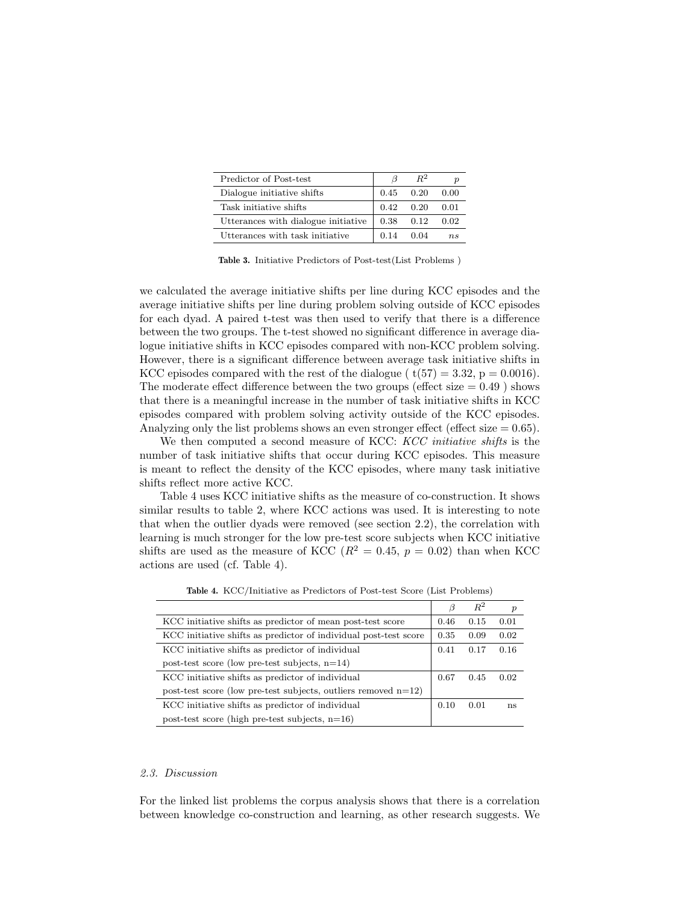| Predictor of Post-test | $\beta$ | $R^2$ | $p$ |
|---|---|---|---|
| Dialogue initiative shifts | 0.45 | 0.20 | 0.00 |
| Task initiative shifts | 0.42 | 0.20 | 0.01 |
| Utterances with dialogue initiative | 0.38 | 0.12 | 0.02 |
| Utterances with task initiative | 0.14 | 0.04 | *ns* |

**Table 3.** Initiative Predictors of Post-test(List Problems )

we calculated the average initiative shifts per line during KCC episodes and the average initiative shifts per line during problem solving outside of KCC episodes for each dyad. A paired t-test was then used to verify that there is a difference between the two groups. The t-test showed no significant difference in average dialogue initiative shifts in KCC episodes compared with non-KCC problem solving. However, there is a significant difference between average task initiative shifts in KCC episodes compared with the rest of the dialogue ( $t(57) = 3.32$, $p = 0.0016$). The moderate effect difference between the two groups (effect size = 0.49 ) shows that there is a meaningful increase in the number of task initiative shifts in KCC episodes compared with problem solving activity outside of the KCC episodes. Analyzing only the list problems shows an even stronger effect (effect size = 0.65).

We then computed a second measure of KCC: *KCC initiative shifts* is the number of task initiative shifts that occur during KCC episodes. This measure is meant to reflect the density of the KCC episodes, where many task initiative shifts reflect more active KCC.

Table 4 uses KCC initiative shifts as the measure of co-construction. It shows similar results to table 2, where KCC actions was used. It is interesting to note that when the outlier dyads were removed (see section 2.2), the correlation with learning is much stronger for the low pre-test score subjects when KCC initiative shifts are used as the measure of KCC ($R^2 = 0.45$, $p = 0.02$) than when KCC actions are used (cf. Table 4).

**Table 4.** KCC/Initiative as Predictors of Post-test Score (List Problems)

| | $\beta$ | $R^2$ | $p$ |
|---|---|---|---|
| KCC initiative shifts as predictor of mean post-test score | 0.46 | 0.15 | 0.01 |
| KCC initiative shifts as predictor of individual post-test score | 0.35 | 0.09 | 0.02 |
| KCC initiative shifts as predictor of individual post-test score (low pre-test subjects, n=14) | 0.41 | 0.17 | 0.16 |
| KCC initiative shifts as predictor of individual post-test score (low pre-test subjects, outliers removed n=12) | 0.67 | 0.45 | 0.02 |
| KCC initiative shifts as predictor of individual post-test score (high pre-test subjects, n=16) | 0.10 | 0.01 | ns |

### *2.3. Discussion*

For the linked list problems the corpus analysis shows that there is a correlation between knowledge co-construction and learning, as other research suggests. We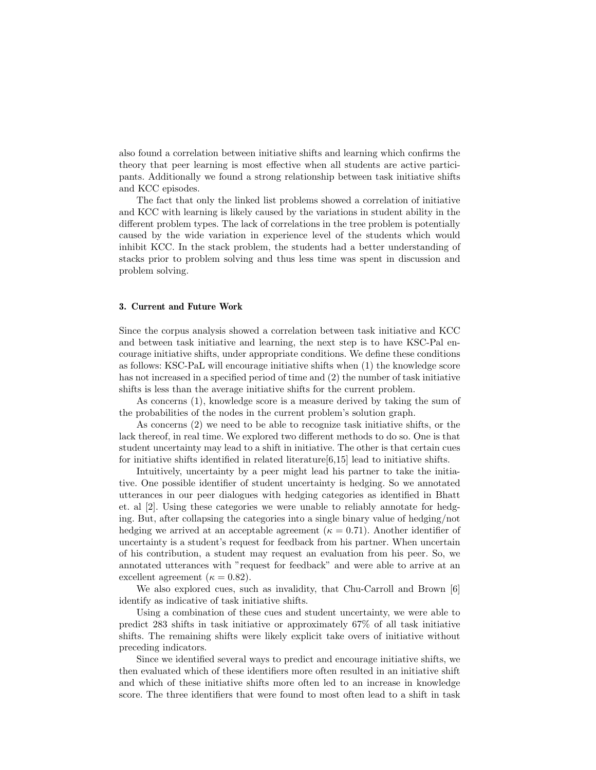also found a correlation between initiative shifts and learning which confirms the theory that peer learning is most effective when all students are active participants. Additionally we found a strong relationship between task initiative shifts and KCC episodes.

The fact that only the linked list problems showed a correlation of initiative and KCC with learning is likely caused by the variations in student ability in the different problem types. The lack of correlations in the tree problem is potentially caused by the wide variation in experience level of the students which would inhibit KCC. In the stack problem, the students had a better understanding of stacks prior to problem solving and thus less time was spent in discussion and problem solving.

## 3. Current and Future Work

Since the corpus analysis showed a correlation between task initiative and KCC and between task initiative and learning, the next step is to have KSC-Pal encourage initiative shifts, under appropriate conditions. We define these conditions as follows: KSC-PaL will encourage initiative shifts when (1) the knowledge score has not increased in a specified period of time and (2) the number of task initiative shifts is less than the average initiative shifts for the current problem.

As concerns (1), knowledge score is a measure derived by taking the sum of the probabilities of the nodes in the current problem's solution graph.

As concerns (2) we need to be able to recognize task initiative shifts, or the lack thereof, in real time. We explored two different methods to do so. One is that student uncertainty may lead to a shift in initiative. The other is that certain cues for initiative shifts identified in related literature[6,15] lead to initiative shifts.

Intuitively, uncertainty by a peer might lead his partner to take the initiative. One possible identifier of student uncertainty is hedging. So we annotated utterances in our peer dialogues with hedging categories as identified in Bhatt et. al [2]. Using these categories we were unable to reliably annotate for hedging. But, after collapsing the categories into a single binary value of hedging/not hedging we arrived at an acceptable agreement ($\kappa = 0.71$). Another identifier of uncertainty is a student's request for feedback from his partner. When uncertain of his contribution, a student may request an evaluation from his peer. So, we annotated utterances with "request for feedback" and were able to arrive at an excellent agreement ($\kappa = 0.82$).

We also explored cues, such as invalidity, that Chu-Carroll and Brown [6] identify as indicative of task initiative shifts.

Using a combination of these cues and student uncertainty, we were able to predict 283 shifts in task initiative or approximately 67% of all task initiative shifts. The remaining shifts were likely explicit take overs of initiative without preceding indicators.

Since we identified several ways to predict and encourage initiative shifts, we then evaluated which of these identifiers more often resulted in an initiative shift and which of these initiative shifts more often led to an increase in knowledge score. The three identifiers that were found to most often lead to a shift in task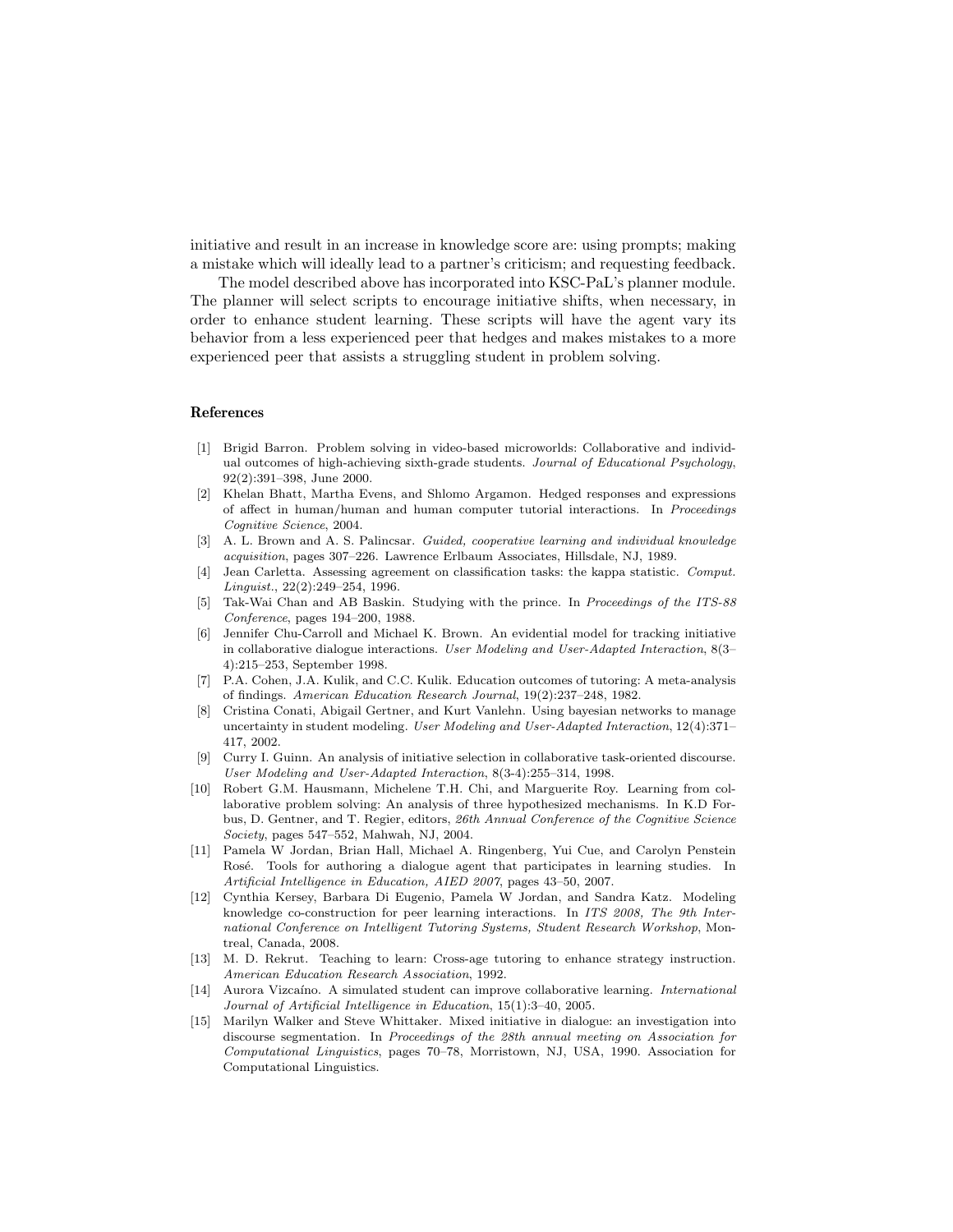initiative and result in an increase in knowledge score are: using prompts; making a mistake which will ideally lead to a partner's criticism; and requesting feedback.

The model described above has incorporated into KSC-PaL's planner module. The planner will select scripts to encourage initiative shifts, when necessary, in order to enhance student learning. These scripts will have the agent vary its behavior from a less experienced peer that hedges and makes mistakes to a more experienced peer that assists a struggling student in problem solving.

## References

[1] Brigid Barron. Problem solving in video-based microworlds: Collaborative and individual outcomes of high-achieving sixth-grade students. *Journal of Educational Psychology*, 92(2):391–398, June 2000.

[2] Khelan Bhatt, Martha Evens, and Shlomo Argamon. Hedged responses and expressions of affect in human/human and human computer tutorial interactions. In *Proceedings Cognitive Science*, 2004.

[3] A. L. Brown and A. S. Palincsar. *Guided, cooperative learning and individual knowledge acquisition*, pages 307–226. Lawrence Erlbaum Associates, Hillsdale, NJ, 1989.

[4] Jean Carletta. Assessing agreement on classification tasks: the kappa statistic. *Comput. Linguist.*, 22(2):249–254, 1996.

[5] Tak-Wai Chan and AB Baskin. Studying with the prince. In *Proceedings of the ITS-88 Conference*, pages 194–200, 1988.

[6] Jennifer Chu-Carroll and Michael K. Brown. An evidential model for tracking initiative in collaborative dialogue interactions. *User Modeling and User-Adapted Interaction*, 8(3–4):215–253, September 1998.

[7] P.A. Cohen, J.A. Kulik, and C.C. Kulik. Education outcomes of tutoring: A meta-analysis of findings. *American Education Research Journal*, 19(2):237–248, 1982.

[8] Cristina Conati, Abigail Gertner, and Kurt Vanlehn. Using bayesian networks to manage uncertainty in student modeling. *User Modeling and User-Adapted Interaction*, 12(4):371–417, 2002.

[9] Curry I. Guinn. An analysis of initiative selection in collaborative task-oriented discourse. *User Modeling and User-Adapted Interaction*, 8(3-4):255–314, 1998.

[10] Robert G.M. Hausmann, Michelene T.H. Chi, and Marguerite Roy. Learning from collaborative problem solving: An analysis of three hypothesized mechanisms. In K.D Forbus, D. Gentner, and T. Regier, editors, *26th Annual Conference of the Cognitive Science Society*, pages 547–552, Mahwah, NJ, 2004.

[11] Pamela W Jordan, Brian Hall, Michael A. Ringenberg, Yui Cue, and Carolyn Penstein Rosé. Tools for authoring a dialogue agent that participates in learning studies. In *Artificial Intelligence in Education, AIED 2007*, pages 43–50, 2007.

[12] Cynthia Kersey, Barbara Di Eugenio, Pamela W Jordan, and Sandra Katz. Modeling knowledge co-construction for peer learning interactions. In *ITS 2008, The 9th International Conference on Intelligent Tutoring Systems, Student Research Workshop*, Montreal, Canada, 2008.

[13] M. D. Rekrut. Teaching to learn: Cross-age tutoring to enhance strategy instruction. *American Education Research Association*, 1992.

[14] Aurora Vizcaíno. A simulated student can improve collaborative learning. *International Journal of Artificial Intelligence in Education*, 15(1):3–40, 2005.

[15] Marilyn Walker and Steve Whittaker. Mixed initiative in dialogue: an investigation into discourse segmentation. In *Proceedings of the 28th annual meeting on Association for Computational Linguistics*, pages 70–78, Morristown, NJ, USA, 1990. Association for Computational Linguistics.